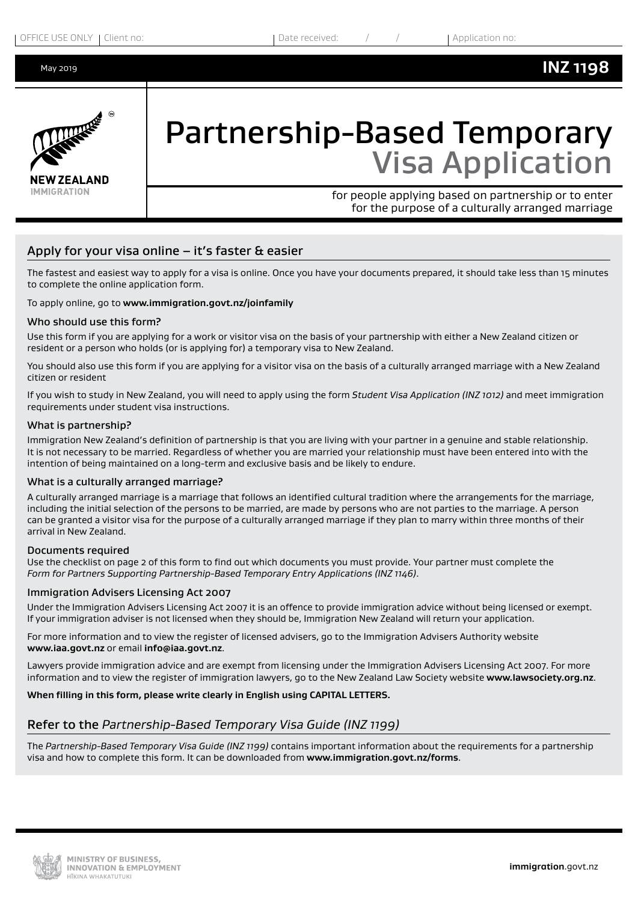OFFICE USE ONLY | Client no: | Date received: / / | Application no:

May 2019

**INZ 1198**

NEW ZEALAND IMMIGRATION

# Partnership-Based Temporary Visa Application

for people applying based on partnership or to enter for the purpose of a culturally arranged marriage

## Apply for your visa online – it's faster & easier

The fastest and easiest way to apply for a visa is online. Once you have your documents prepared, it should take less than 15 minutes to complete the online application form.

To apply online, go to **www.immigration.govt.nz/joinfamily**

### Who should use this form?

Use this form if you are applying for a work or visitor visa on the basis of your partnership with either a New Zealand citizen or resident or a person who holds (or is applying for) a temporary visa to New Zealand.

You should also use this form if you are applying for a visitor visa on the basis of a culturally arranged marriage with a New Zealand citizen or resident

If you wish to study in New Zealand, you will need to apply using the form *Student Visa Application (INZ 1012)* and meet immigration requirements under student visa instructions.

### What is partnership?

Immigration New Zealand's definition of partnership is that you are living with your partner in a genuine and stable relationship. It is not necessary to be married. Regardless of whether you are married your relationship must have been entered into with the intention of being maintained on a long-term and exclusive basis and be likely to endure.

### What is a culturally arranged marriage?

A culturally arranged marriage is a marriage that follows an identified cultural tradition where the arrangements for the marriage, including the initial selection of the persons to be married, are made by persons who are not parties to the marriage. A person can be granted a visitor visa for the purpose of a culturally arranged marriage if they plan to marry within three months of their arrival in New Zealand.

### Documents required

Use the checklist on page 2 of this form to find out which documents you must provide. Your partner must complete the *Form for Partners Supporting Partnership-Based Temporary Entry Applications (INZ 1146)*.

### Immigration Advisers Licensing Act 2007

Under the Immigration Advisers Licensing Act 2007 it is an offence to provide immigration advice without being licensed or exempt. If your immigration adviser is not licensed when they should be, Immigration New Zealand will return your application.

For more information and to view the register of licensed advisers, go to the Immigration Advisers Authority website **www.iaa.govt.nz** or email **info@iaa.govt.nz**.

Lawyers provide immigration advice and are exempt from licensing under the Immigration Advisers Licensing Act 2007. For more information and to view the register of immigration lawyers, go to the New Zealand Law Society website **www.lawsociety.org.nz**.

**When filling in this form, please write clearly in English using CAPITAL LETTERS.**

## Refer to the *Partnership-Based Temporary Visa Guide (INZ 1199)*

The *Partnership-Based Temporary Visa Guide (INZ 1199)* contains important information about the requirements for a partnership visa and how to complete this form. It can be downloaded from **www.immigration.govt.nz/forms**.

MINISTRY OF BUSINESS, INNOVATION & EMPLOYMENT
HĪKINA WHAKATUTUKI

**immigration**.govt.nz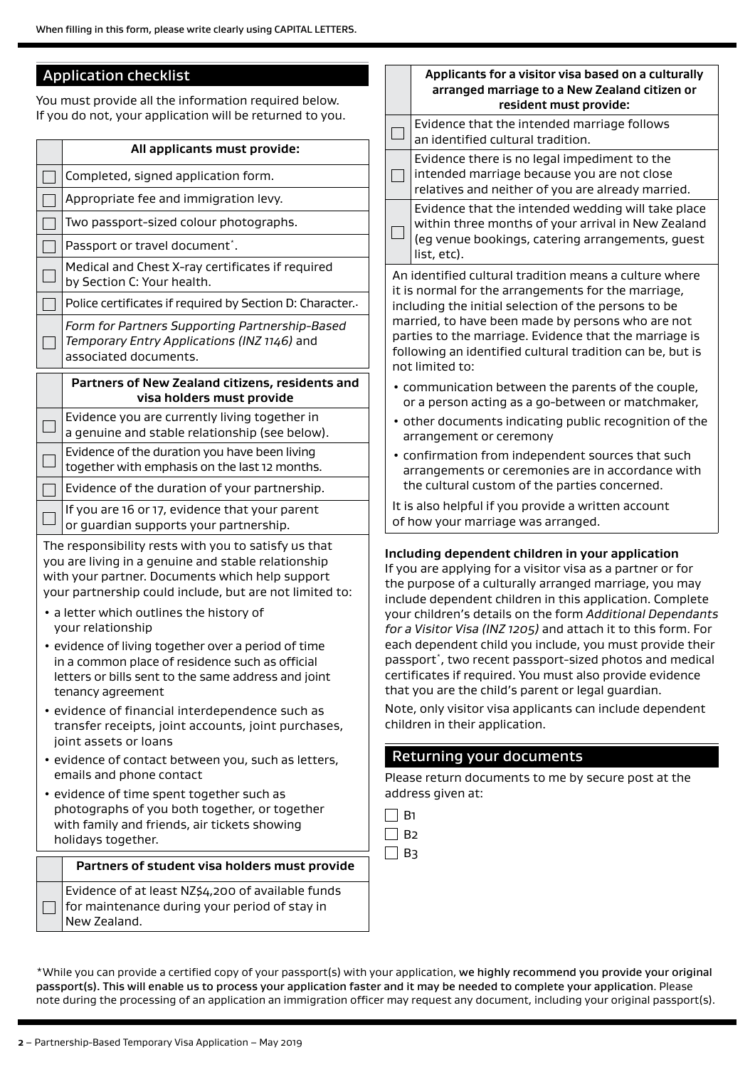When filling in this form, please write clearly using CAPITAL LETTERS.

## Application checklist

You must provide all the information required below. If you do not, your application will be returned to you.

| | All applicants must provide: |
|---|---|
| ☐ | Completed, signed application form. |
| ☐ | Appropriate fee and immigration levy. |
| ☐ | Two passport-sized colour photographs. |
| ☐ | Passport or travel document*. |
| ☐ | Medical and Chest X-ray certificates if required by Section C: Your health. |
| ☐ | Police certificates if required by Section D: Character.. |
| ☐ | *Form for Partners Supporting Partnership-Based Temporary Entry Applications (INZ 1146)* and associated documents. |

| | Partners of New Zealand citizens, residents and visa holders must provide |
|---|---|
| ☐ | Evidence you are currently living together in a genuine and stable relationship (see below). |
| ☐ | Evidence of the duration you have been living together with emphasis on the last 12 months. |
| ☐ | Evidence of the duration of your partnership. |
| ☐ | If you are 16 or 17, evidence that your parent or guardian supports your partnership. |

The responsibility rests with you to satisfy us that you are living in a genuine and stable relationship with your partner. Documents which help support your partnership could include, but are not limited to:

- a letter which outlines the history of your relationship
- evidence of living together over a period of time in a common place of residence such as official letters or bills sent to the same address and joint tenancy agreement
- evidence of financial interdependence such as transfer receipts, joint accounts, joint purchases, joint assets or loans
- evidence of contact between you, such as letters, emails and phone contact
- evidence of time spent together such as photographs of you both together, or together with family and friends, air tickets showing holidays together.

| | Partners of student visa holders must provide |
|---|---|
| ☐ | Evidence of at least NZ$4,200 of available funds for maintenance during your period of stay in New Zealand. |

| | Applicants for a visitor visa based on a culturally arranged marriage to a New Zealand citizen or resident must provide: |
|---|---|
| ☐ | Evidence that the intended marriage follows an identified cultural tradition. |
| ☐ | Evidence there is no legal impediment to the intended marriage because you are not close relatives and neither of you are already married. |
| ☐ | Evidence that the intended wedding will take place within three months of your arrival in New Zealand (eg venue bookings, catering arrangements, guest list, etc). |

An identified cultural tradition means a culture where it is normal for the arrangements for the marriage, including the initial selection of the persons to be married, to have been made by persons who are not parties to the marriage. Evidence that the marriage is following an identified cultural tradition can be, but is not limited to:

- communication between the parents of the couple, or a person acting as a go-between or matchmaker,
- other documents indicating public recognition of the arrangement or ceremony
- confirmation from independent sources that such arrangements or ceremonies are in accordance with the cultural custom of the parties concerned.

It is also helpful if you provide a written account of how your marriage was arranged.

### Including dependent children in your application

If you are applying for a visitor visa as a partner or for the purpose of a culturally arranged marriage, you may include dependent children in this application. Complete your children's details on the form *Additional Dependants for a Visitor Visa (INZ 1205)* and attach it to this form. For each dependent child you include, you must provide their passport*, two recent passport-sized photos and medical certificates if required. You must also provide evidence that you are the child's parent or legal guardian.

Note, only visitor visa applicants can include dependent children in their application.

## Returning your documents

Please return documents to me by secure post at the address given at:

- ☐ B1
- ☐ B2
- ☐ B3

*While you can provide a certified copy of your passport(s) with your application, **we highly recommend you provide your original passport(s). This will enable us to process your application faster and it may be needed to complete your application**. Please note during the processing of an application an immigration officer may request any document, including your original passport(s).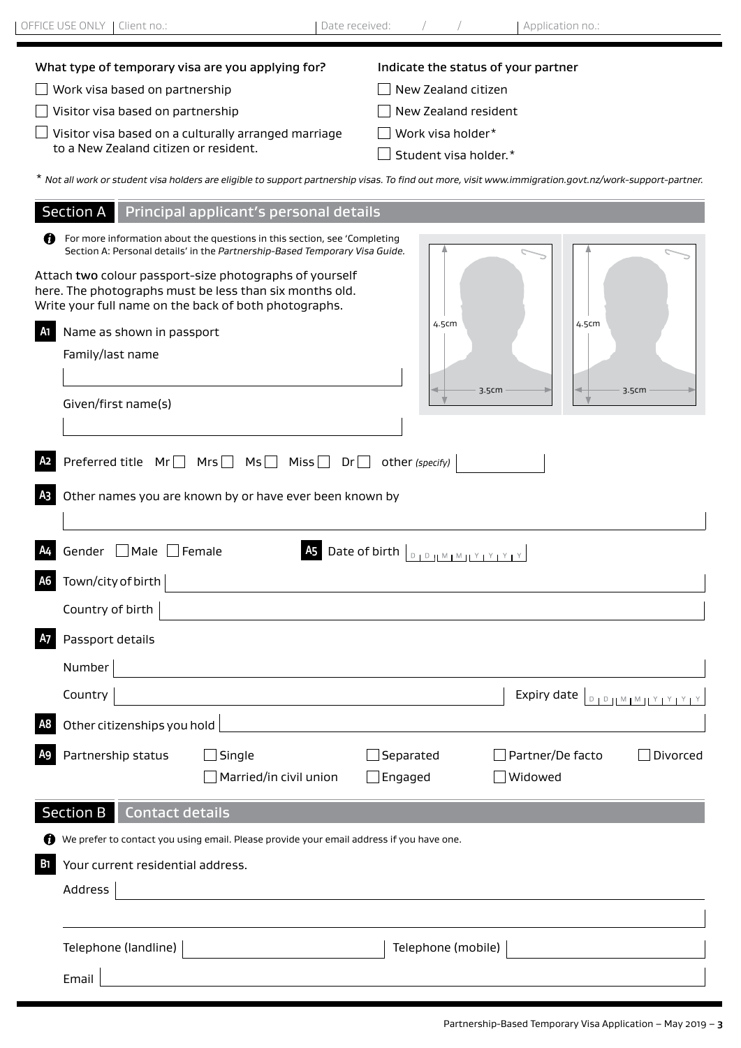OFFICE USE ONLY | Client no.: | Date received: / / | Application no.:

**What type of temporary visa are you applying for?**

☐ Work visa based on partnership

☐ Visitor visa based on partnership

☐ Visitor visa based on a culturally arranged marriage to a New Zealand citizen or resident.

**Indicate the status of your partner**

☐ New Zealand citizen

☐ New Zealand resident

☐ Work visa holder*

☐ Student visa holder.*

* *Not all work or student visa holders are eligible to support partnership visas. To find out more, visit www.immigration.govt.nz/work-support-partner.*

## Section A Principal applicant's personal details

For more information about the questions in this section, see 'Completing Section A: Personal details' in the *Partnership-Based Temporary Visa Guide*.

Attach **two** colour passport-size photographs of yourself here. The photographs must be less than six months old. Write your full name on the back of both photographs.

[Photo 4.5cm × 3.5cm] [Photo 4.5cm × 3.5cm]

**A1** Name as shown in passport

Family/last name

Given/first name(s)

**A2** Preferred title Mr ☐ Mrs ☐ Ms ☐ Miss ☐ Dr ☐ other *(specify)*

**A3** Other names you are known by or have ever been known by

**A4** Gender ☐ Male ☐ Female

**A5** Date of birth D D M M Y Y Y Y

**A6** Town/city of birth

Country of birth

**A7** Passport details

Number

Country

Expiry date D D M M Y Y Y Y

**A8** Other citizenships you hold

**A9** Partnership status ☐ Single ☐ Married/in civil union ☐ Separated ☐ Engaged ☐ Partner/De facto ☐ Widowed ☐ Divorced

## Section B Contact details

We prefer to contact you using email. Please provide your email address if you have one.

**B1** Your current residential address.

Address

Telephone (landline)

Telephone (mobile)

Email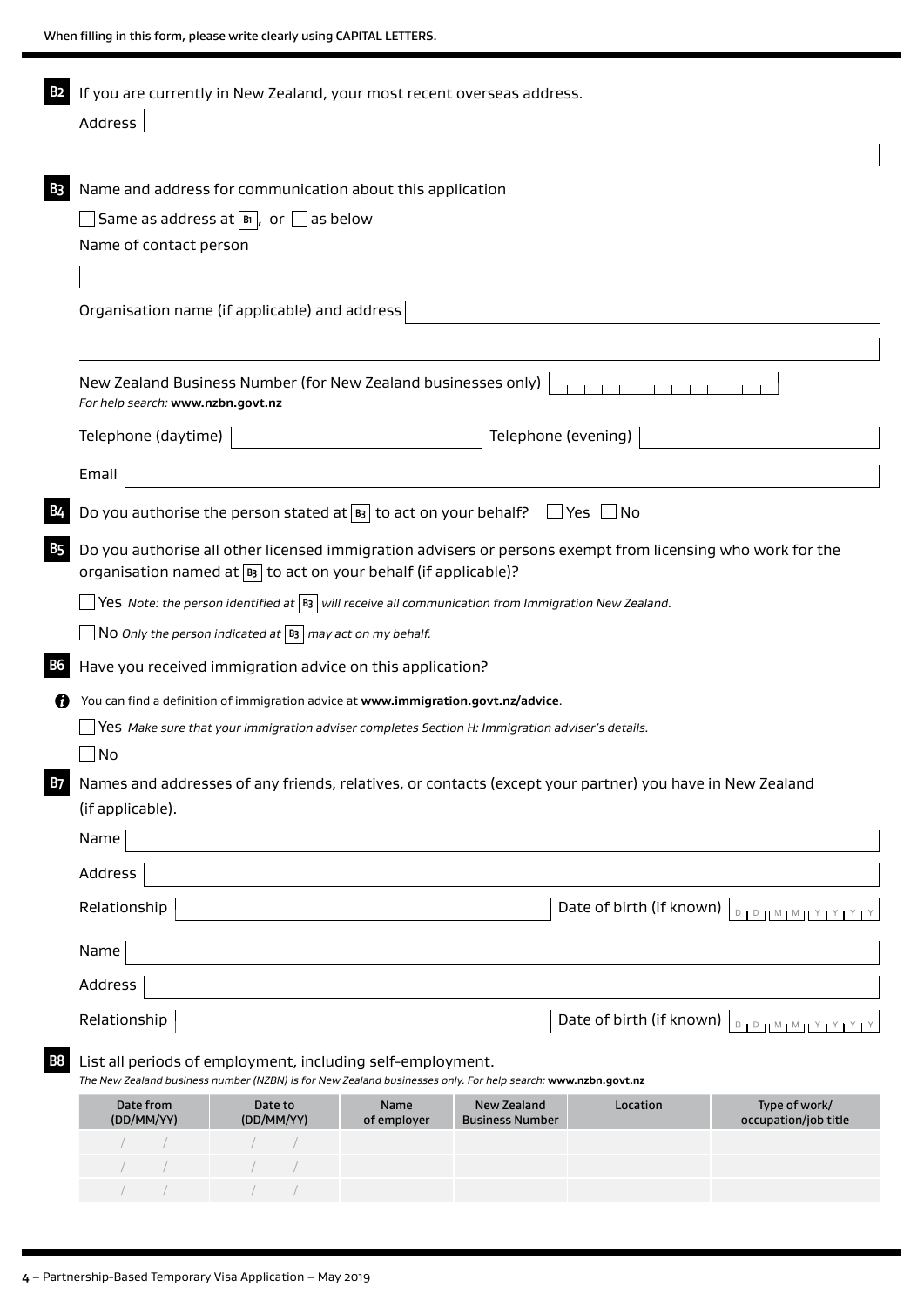When filling in this form, please write clearly using CAPITAL LETTERS.

**B2** If you are currently in New Zealand, your most recent overseas address.

Address

**B3** Name and address for communication about this application

☐ Same as address at B1, or ☐ as below

Name of contact person

Organisation name (if applicable) and address

New Zealand Business Number (for New Zealand businesses only)

*For help search:* **www.nzbn.govt.nz**

Telephone (daytime) Telephone (evening)

Email

**B4** Do you authorise the person stated at B3 to act on your behalf? ☐ Yes ☐ No

**B5** Do you authorise all other licensed immigration advisers or persons exempt from licensing who work for the organisation named at B3 to act on your behalf (if applicable)?

☐ Yes *Note: the person identified at* B3 *will receive all communication from Immigration New Zealand.*

☐ No *Only the person indicated at* B3 *may act on my behalf.*

**B6** Have you received immigration advice on this application?

You can find a definition of immigration advice at **www.immigration.govt.nz/advice**.

☐ Yes *Make sure that your immigration adviser completes Section H: Immigration adviser's details.*

☐ No

**B7** Names and addresses of any friends, relatives, or contacts (except your partner) you have in New Zealand (if applicable).

Name

Address

Relationship Date of birth (if known) DD MM YYYY

Name

Address

Relationship Date of birth (if known) DD MM YYYY

**B8** List all periods of employment, including self-employment.

*The New Zealand business number (NZBN) is for New Zealand businesses only. For help search:* **www.nzbn.govt.nz**

| Date from (DD/MM/YY) | Date to (DD/MM/YY) | Name of employer | New Zealand Business Number | Location | Type of work/ occupation/job title |
|---|---|---|---|---|---|
| / / | / / | | | | |
| / / | / / | | | | |
| / / | / / | | | | |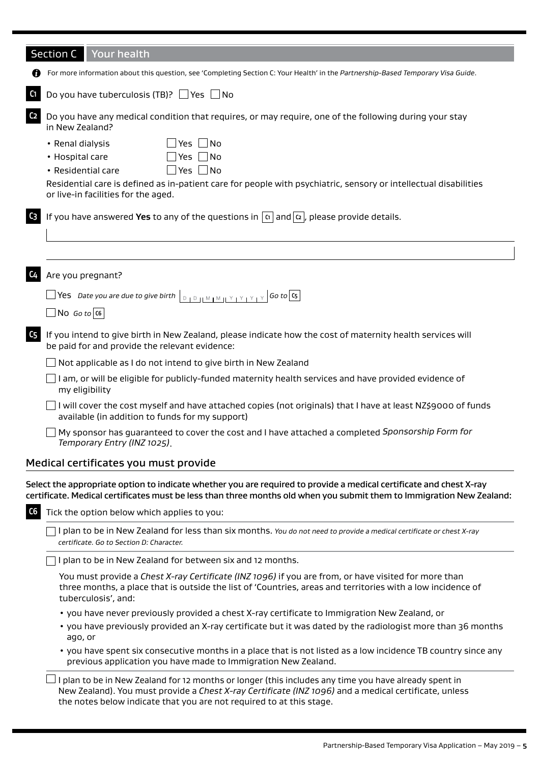## Section C Your health

For more information about this question, see 'Completing Section C: Your Health' in the *Partnership-Based Temporary Visa Guide*.

**C1** Do you have tuberculosis (TB)? ☐ Yes ☐ No

**C2** Do you have any medical condition that requires, or may require, one of the following during your stay in New Zealand?

- Renal dialysis ☐ Yes ☐ No
- Hospital care ☐ Yes ☐ No
- Residential care ☐ Yes ☐ No

Residential care is defined as in-patient care for people with psychiatric, sensory or intellectual disabilities or live-in facilities for the aged.

**C3** If you have answered **Yes** to any of the questions in C1 and C2, please provide details.

**C4** Are you pregnant?

☐ Yes *Date you are due to give birth* D D M M Y Y Y Y *Go to* C5

☐ No *Go to* C6

**C5** If you intend to give birth in New Zealand, please indicate how the cost of maternity health services will be paid for and provide the relevant evidence:

☐ Not applicable as I do not intend to give birth in New Zealand

☐ I am, or will be eligible for publicly-funded maternity health services and have provided evidence of my eligibility

☐ I will cover the cost myself and have attached copies (not originals) that I have at least NZ$9000 of funds available (in addition to funds for my support)

☐ My sponsor has guaranteed to cover the cost and I have attached a completed *Sponsorship Form for Temporary Entry (INZ 1025)*.

### Medical certificates you must provide

**Select the appropriate option to indicate whether you are required to provide a medical certificate and chest X-ray certificate. Medical certificates must be less than three months old when you submit them to Immigration New Zealand:**

**C6** Tick the option below which applies to you:

☐ I plan to be in New Zealand for less than six months. *You do not need to provide a medical certificate or chest X-ray certificate. Go to Section D: Character.*

☐ I plan to be in New Zealand for between six and 12 months.

You must provide a *Chest X-ray Certificate (INZ 1096)* if you are from, or have visited for more than three months, a place that is outside the list of 'Countries, areas and territories with a low incidence of tuberculosis', and:

- you have never previously provided a chest X-ray certificate to Immigration New Zealand, or
- you have previously provided an X-ray certificate but it was dated by the radiologist more than 36 months ago, or
- you have spent six consecutive months in a place that is not listed as a low incidence TB country since any previous application you have made to Immigration New Zealand.

☐ I plan to be in New Zealand for 12 months or longer (this includes any time you have already spent in New Zealand). You must provide a *Chest X-ray Certificate (INZ 1096)* and a medical certificate, unless the notes below indicate that you are not required to at this stage.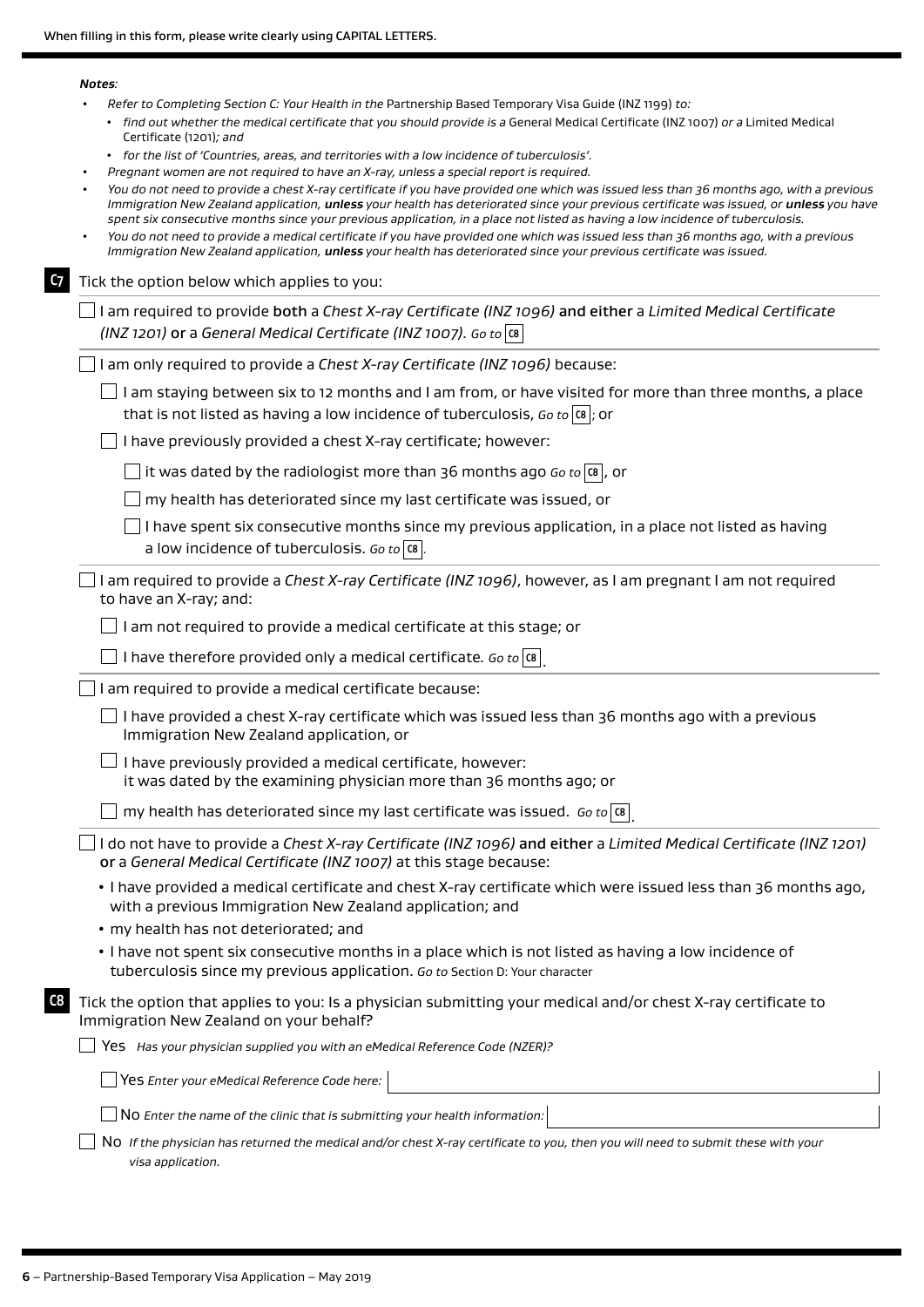When filling in this form, please write clearly using CAPITAL LETTERS.

***Notes:***

- *Refer to Completing Section C: Your Health in the* Partnership Based Temporary Visa Guide (INZ 1199) *to:*
  - *find out whether the medical certificate that you should provide is a* General Medical Certificate (INZ 1007) *or a* Limited Medical Certificate (1201)*; and*
  - *for the list of 'Countries, areas, and territories with a low incidence of tuberculosis'.*
- *Pregnant women are not required to have an X-ray, unless a special report is required.*
- *You do not need to provide a chest X-ray certificate if you have provided one which was issued less than 36 months ago, with a previous Immigration New Zealand application,* ***unless*** *your health has deteriorated since your previous certificate was issued, or* ***unless*** *you have spent six consecutive months since your previous application, in a place not listed as having a low incidence of tuberculosis.*
- *You do not need to provide a medical certificate if you have provided one which was issued less than 36 months ago, with a previous Immigration New Zealand application,* ***unless*** *your health has deteriorated since your previous certificate was issued.*

**C7** Tick the option below which applies to you:

☐ I am required to provide **both** a *Chest X-ray Certificate (INZ 1096)* **and either** a *Limited Medical Certificate (INZ 1201)* **or** a *General Medical Certificate (INZ 1007). Go to* **C8**

☐ I am only required to provide a *Chest X-ray Certificate (INZ 1096)* because:

- ☐ I am staying between six to 12 months and I am from, or have visited for more than three months, a place that is not listed as having a low incidence of tuberculosis, *Go to* **C8**; or
- ☐ I have previously provided a chest X-ray certificate; however:
  - ☐ it was dated by the radiologist more than 36 months ago *Go to* **C8**, or
  - ☐ my health has deteriorated since my last certificate was issued, or
  - ☐ I have spent six consecutive months since my previous application, in a place not listed as having a low incidence of tuberculosis. *Go to* **C8**.

☐ I am required to provide a *Chest X-ray Certificate (INZ 1096)*, however, as I am pregnant I am not required to have an X-ray; and:

- ☐ I am not required to provide a medical certificate at this stage; or
- ☐ I have therefore provided only a medical certificate. *Go to* **C8**.

☐ I am required to provide a medical certificate because:

- ☐ I have provided a chest X-ray certificate which was issued less than 36 months ago with a previous Immigration New Zealand application, or
- ☐ I have previously provided a medical certificate, however:
  it was dated by the examining physician more than 36 months ago; or
- ☐ my health has deteriorated since my last certificate was issued. *Go to* **C8**.

☐ I do not have to provide a *Chest X-ray Certificate (INZ 1096)* **and either** a *Limited Medical Certificate (INZ 1201)* **or** a *General Medical Certificate (INZ 1007)* at this stage because:

- I have provided a medical certificate and chest X-ray certificate which were issued less than 36 months ago, with a previous Immigration New Zealand application; and
- my health has not deteriorated; and
- I have not spent six consecutive months in a place which is not listed as having a low incidence of tuberculosis since my previous application. *Go to* Section D: Your character

**C8** Tick the option that applies to you: Is a physician submitting your medical and/or chest X-ray certificate to Immigration New Zealand on your behalf?

☐ Yes *Has your physician supplied you with an eMedical Reference Code (NZER)?*

- ☐ Yes *Enter your eMedical Reference Code here:* ____________________
- ☐ No *Enter the name of the clinic that is submitting your health information:* ____________________

☐ No *If the physician has returned the medical and/or chest X-ray certificate to you, then you will need to submit these with your visa application.*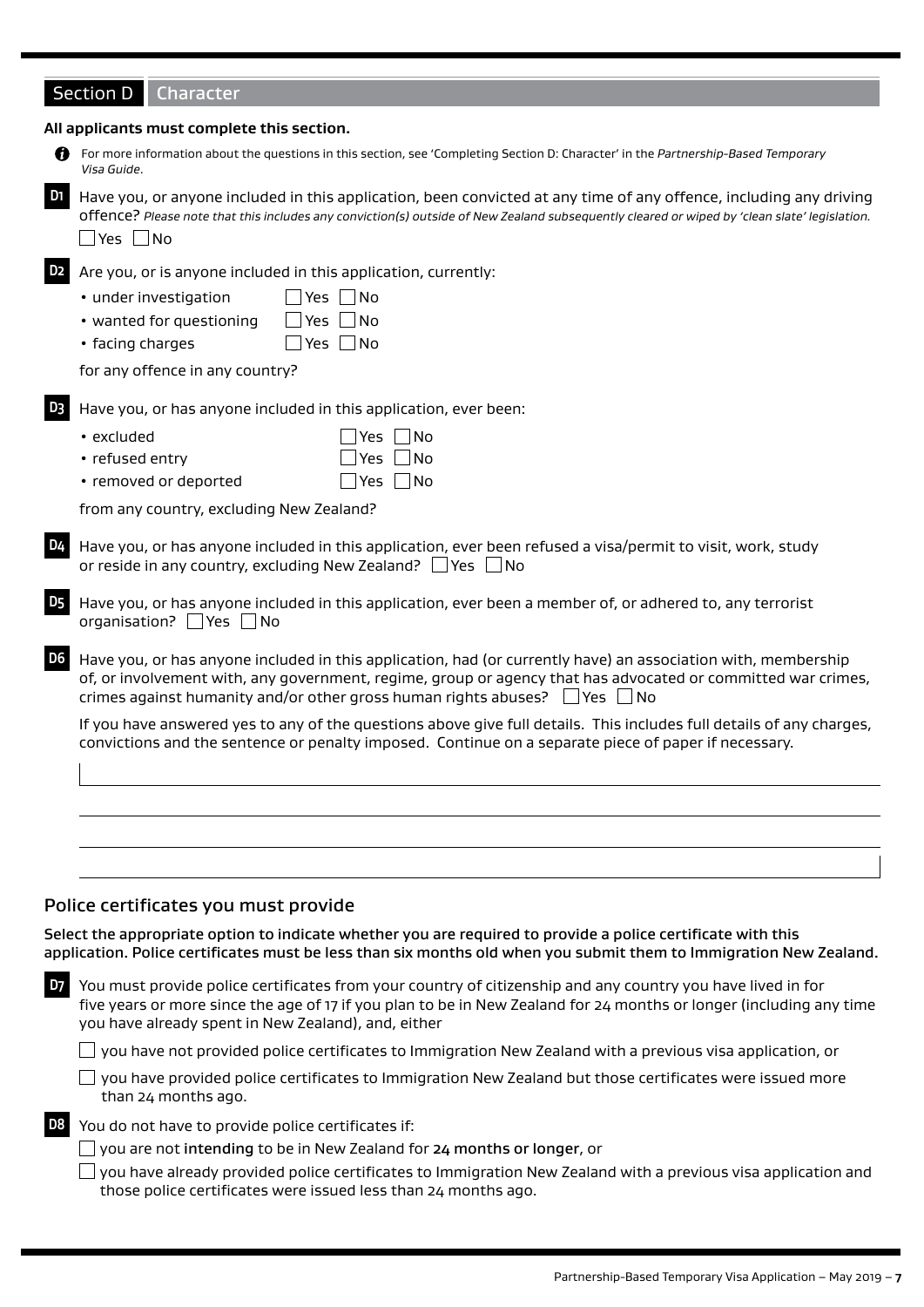## Section D Character

**All applicants must complete this section.**

For more information about the questions in this section, see 'Completing Section D: Character' in the *Partnership-Based Temporary Visa Guide*.

**D1** Have you, or anyone included in this application, been convicted at any time of any offence, including any driving offence? *Please note that this includes any conviction(s) outside of New Zealand subsequently cleared or wiped by 'clean slate' legislation.*
☐ Yes ☐ No

**D2** Are you, or is anyone included in this application, currently:

- under investigation ☐ Yes ☐ No
- wanted for questioning ☐ Yes ☐ No
- facing charges ☐ Yes ☐ No

for any offence in any country?

**D3** Have you, or has anyone included in this application, ever been:

- excluded ☐ Yes ☐ No
- refused entry ☐ Yes ☐ No
- removed or deported ☐ Yes ☐ No

from any country, excluding New Zealand?

**D4** Have you, or has anyone included in this application, ever been refused a visa/permit to visit, work, study or reside in any country, excluding New Zealand? ☐ Yes ☐ No

**D5** Have you, or has anyone included in this application, ever been a member of, or adhered to, any terrorist organisation? ☐ Yes ☐ No

**D6** Have you, or has anyone included in this application, had (or currently have) an association with, membership of, or involvement with, any government, regime, group or agency that has advocated or committed war crimes, crimes against humanity and/or other gross human rights abuses? ☐ Yes ☐ No

If you have answered yes to any of the questions above give full details. This includes full details of any charges, convictions and the sentence or penalty imposed. Continue on a separate piece of paper if necessary.

### Police certificates you must provide

**Select the appropriate option to indicate whether you are required to provide a police certificate with this application. Police certificates must be less than six months old when you submit them to Immigration New Zealand.**

**D7** You must provide police certificates from your country of citizenship and any country you have lived in for five years or more since the age of 17 if you plan to be in New Zealand for 24 months or longer (including any time you have already spent in New Zealand), and, either

☐ you have not provided police certificates to Immigration New Zealand with a previous visa application, or

☐ you have provided police certificates to Immigration New Zealand but those certificates were issued more than 24 months ago.

**D8** You do not have to provide police certificates if:

☐ you are not **intending** to be in New Zealand for **24 months or longer**, or

☐ you have already provided police certificates to Immigration New Zealand with a previous visa application and those police certificates were issued less than 24 months ago.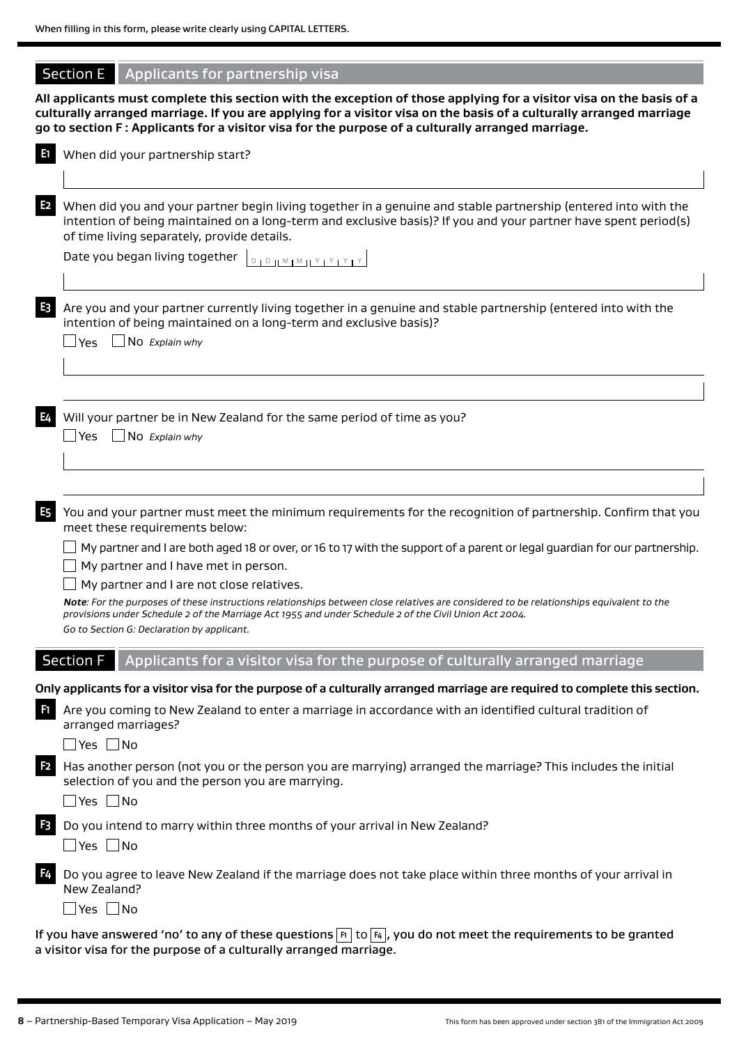When filling in this form, please write clearly using CAPITAL LETTERS.

## Section E Applicants for partnership visa

**All applicants must complete this section with the exception of those applying for a visitor visa on the basis of a culturally arranged marriage. If you are applying for a visitor visa on the basis of a culturally arranged marriage go to section F : Applicants for a visitor visa for the purpose of a culturally arranged marriage.**

**E1** When did your partnership start?

**E2** When did you and your partner begin living together in a genuine and stable partnership (entered into with the intention of being maintained on a long-term and exclusive basis)? If you and your partner have spent period(s) of time living separately, provide details.

Date you began living together DD MM YYYY

**E3** Are you and your partner currently living together in a genuine and stable partnership (entered into with the intention of being maintained on a long-term and exclusive basis)?

☐ Yes ☐ No *Explain why*

**E4** Will your partner be in New Zealand for the same period of time as you?

☐ Yes ☐ No *Explain why*

**E5** You and your partner must meet the minimum requirements for the recognition of partnership. Confirm that you meet these requirements below:

☐ My partner and I are both aged 18 or over, or 16 to 17 with the support of a parent or legal guardian for our partnership.

☐ My partner and I have met in person.

☐ My partner and I are not close relatives.

***Note**: For the purposes of these instructions relationships between close relatives are considered to be relationships equivalent to the provisions under Schedule 2 of the Marriage Act 1955 and under Schedule 2 of the Civil Union Act 2004.*

*Go to Section G: Declaration by applicant.*

## Section F Applicants for a visitor visa for the purpose of culturally arranged marriage

**Only applicants for a visitor visa for the purpose of a culturally arranged marriage are required to complete this section.**

**F1** Are you coming to New Zealand to enter a marriage in accordance with an identified cultural tradition of arranged marriages?

☐ Yes ☐ No

**F2** Has another person (not you or the person you are marrying) arranged the marriage? This includes the initial selection of you and the person you are marrying.

☐ Yes ☐ No

**F3** Do you intend to marry within three months of your arrival in New Zealand?

☐ Yes ☐ No

**F4** Do you agree to leave New Zealand if the marriage does not take place within three months of your arrival in New Zealand?

☐ Yes ☐ No

**If you have answered 'no' to any of these questions F1 to F4, you do not meet the requirements to be granted a visitor visa for the purpose of a culturally arranged marriage.**

This form has been approved under section 381 of the Immigration Act 2009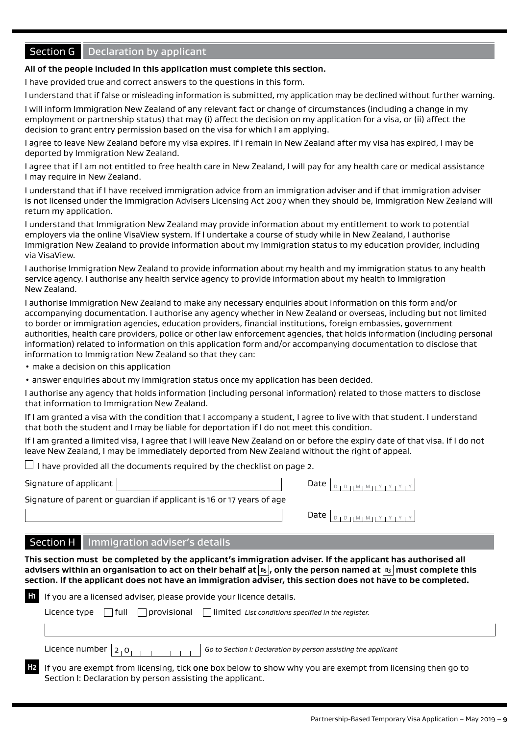## Section G Declaration by applicant

**All of the people included in this application must complete this section.**

I have provided true and correct answers to the questions in this form.

I understand that if false or misleading information is submitted, my application may be declined without further warning.

I will inform Immigration New Zealand of any relevant fact or change of circumstances (including a change in my employment or partnership status) that may (i) affect the decision on my application for a visa, or (ii) affect the decision to grant entry permission based on the visa for which I am applying.

I agree to leave New Zealand before my visa expires. If I remain in New Zealand after my visa has expired, I may be deported by Immigration New Zealand.

I agree that if I am not entitled to free health care in New Zealand, I will pay for any health care or medical assistance I may require in New Zealand.

I understand that if I have received immigration advice from an immigration adviser and if that immigration adviser is not licensed under the Immigration Advisers Licensing Act 2007 when they should be, Immigration New Zealand will return my application.

I understand that Immigration New Zealand may provide information about my entitlement to work to potential employers via the online VisaView system. If I undertake a course of study while in New Zealand, I authorise Immigration New Zealand to provide information about my immigration status to my education provider, including via VisaView.

I authorise Immigration New Zealand to provide information about my health and my immigration status to any health service agency. I authorise any health service agency to provide information about my health to Immigration New Zealand.

I authorise Immigration New Zealand to make any necessary enquiries about information on this form and/or accompanying documentation. I authorise any agency whether in New Zealand or overseas, including but not limited to border or immigration agencies, education providers, financial institutions, foreign embassies, government authorities, health care providers, police or other law enforcement agencies, that holds information (including personal information) related to information on this application form and/or accompanying documentation to disclose that information to Immigration New Zealand so that they can:

- make a decision on this application
- answer enquiries about my immigration status once my application has been decided.

I authorise any agency that holds information (including personal information) related to those matters to disclose that information to Immigration New Zealand.

If I am granted a visa with the condition that I accompany a student, I agree to live with that student. I understand that both the student and I may be liable for deportation if I do not meet this condition.

If I am granted a limited visa, I agree that I will leave New Zealand on or before the expiry date of that visa. If I do not leave New Zealand, I may be immediately deported from New Zealand without the right of appeal.

☐ I have provided all the documents required by the checklist on page 2.

Signature of applicant ______________________ Date D D M M Y Y Y Y

Signature of parent or guardian if applicant is 16 or 17 years of age

______________________ Date D D M M Y Y Y Y

## Section H Immigration adviser's details

**This section must be completed by the applicant's immigration adviser. If the applicant has authorised all advisers within an organisation to act on their behalf at B5, only the person named at B3 must complete this section. If the applicant does not have an immigration adviser, this section does not have to be completed.**

**H1** If you are a licensed adviser, please provide your licence details.

Licence type ☐ full ☐ provisional ☐ limited *List conditions specified in the register.*

______________________

Licence number 2 0 _ _ _ _ _ _ _ *Go to Section I: Declaration by person assisting the applicant*

**H2** If you are exempt from licensing, tick one box below to show why you are exempt from licensing then go to Section I: Declaration by person assisting the applicant.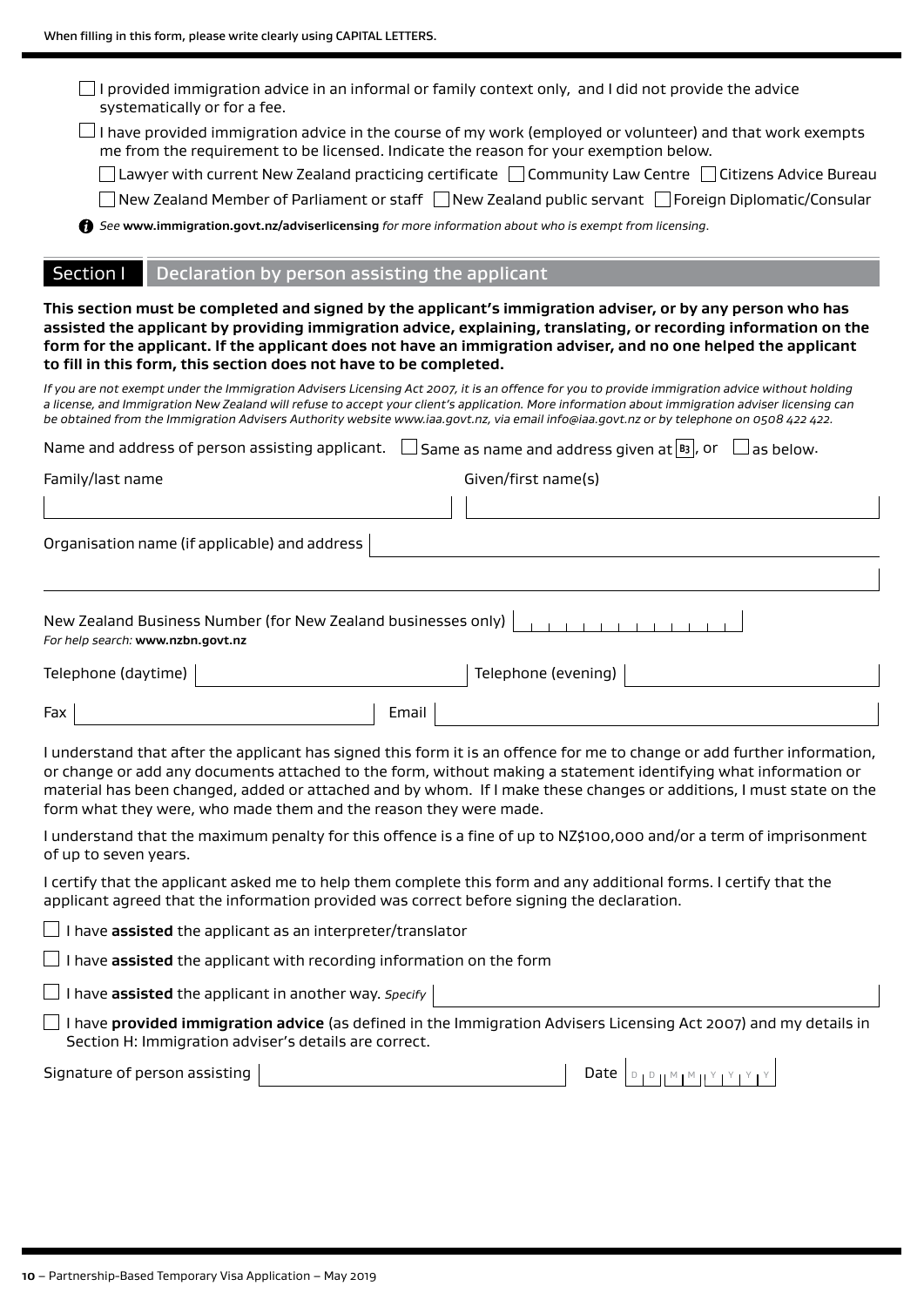When filling in this form, please write clearly using CAPITAL LETTERS.

☐ I provided immigration advice in an informal or family context only, and I did not provide the advice systematically or for a fee.

☐ I have provided immigration advice in the course of my work (employed or volunteer) and that work exempts me from the requirement to be licensed. Indicate the reason for your exemption below.

☐ Lawyer with current New Zealand practicing certificate ☐ Community Law Centre ☐ Citizens Advice Bureau

☐ New Zealand Member of Parliament or staff ☐ New Zealand public servant ☐ Foreign Diplomatic/Consular

*See* **www.immigration.govt.nz/adviserlicensing** *for more information about who is exempt from licensing.*

## Section I Declaration by person assisting the applicant

**This section must be completed and signed by the applicant's immigration adviser, or by any person who has assisted the applicant by providing immigration advice, explaining, translating, or recording information on the form for the applicant. If the applicant does not have an immigration adviser, and no one helped the applicant to fill in this form, this section does not have to be completed.**

*If you are not exempt under the Immigration Advisers Licensing Act 2007, it is an offence for you to provide immigration advice without holding a license, and Immigration New Zealand will refuse to accept your client's application. More information about immigration adviser licensing can be obtained from the Immigration Advisers Authority website www.iaa.govt.nz, via email info@iaa.govt.nz or by telephone on 0508 422 422.*

Name and address of person assisting applicant. ☐ Same as name and address given at B3, or ☐ as below.

Family/last name

Given/first name(s)

Organisation name (if applicable) and address

New Zealand Business Number (for New Zealand businesses only)
*For help search:* **www.nzbn.govt.nz**

Telephone (daytime)

Telephone (evening)

Fax

Email

I understand that after the applicant has signed this form it is an offence for me to change or add further information, or change or add any documents attached to the form, without making a statement identifying what information or material has been changed, added or attached and by whom. If I make these changes or additions, I must state on the form what they were, who made them and the reason they were made.

I understand that the maximum penalty for this offence is a fine of up to NZ$100,000 and/or a term of imprisonment of up to seven years.

I certify that the applicant asked me to help them complete this form and any additional forms. I certify that the applicant agreed that the information provided was correct before signing the declaration.

☐ I have **assisted** the applicant as an interpreter/translator

☐ I have **assisted** the applicant with recording information on the form

☐ I have **assisted** the applicant in another way. *Specify*

☐ I have **provided immigration advice** (as defined in the Immigration Advisers Licensing Act 2007) and my details in Section H: Immigration adviser's details are correct.

Signature of person assisting

Date D D M M Y Y Y Y

10 – Partnership-Based Temporary Visa Application – May 2019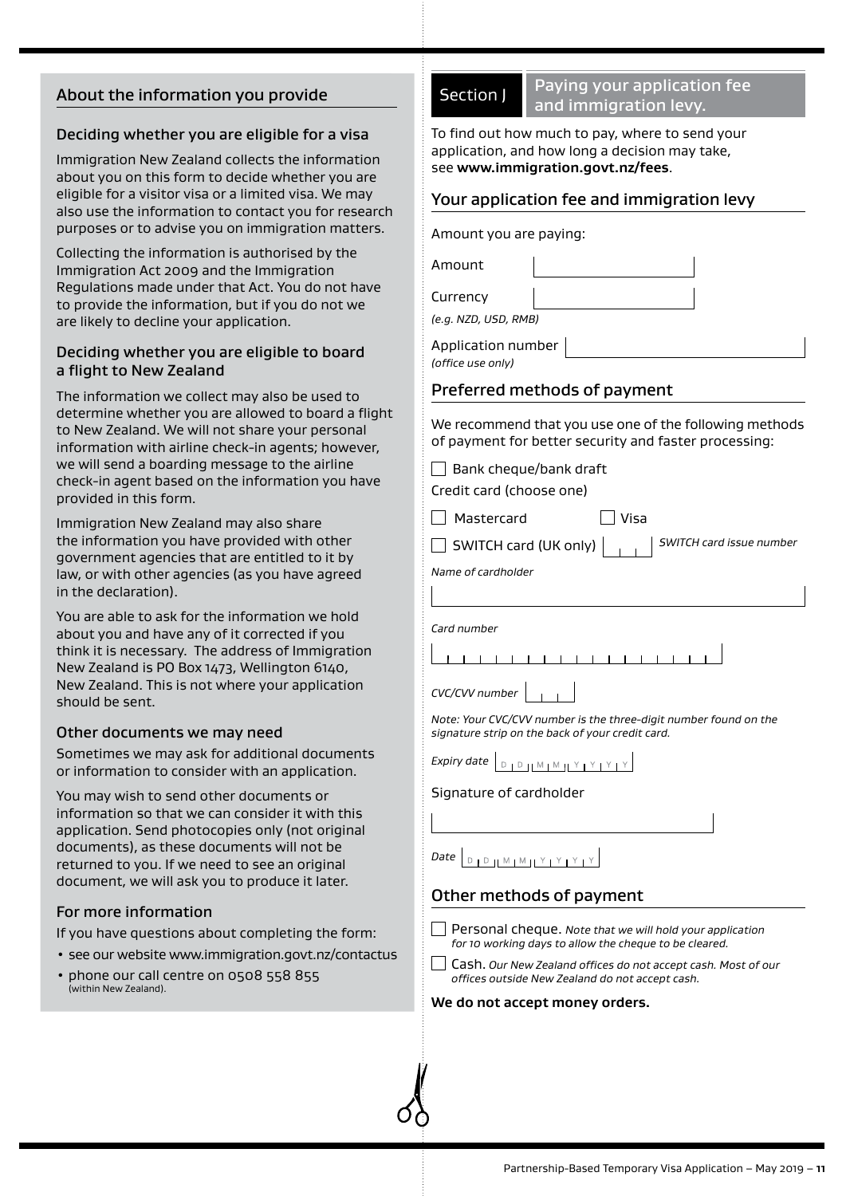## About the information you provide

### Deciding whether you are eligible for a visa

Immigration New Zealand collects the information about you on this form to decide whether you are eligible for a visitor visa or a limited visa. We may also use the information to contact you for research purposes or to advise you on immigration matters.

Collecting the information is authorised by the Immigration Act 2009 and the Immigration Regulations made under that Act. You do not have to provide the information, but if you do not we are likely to decline your application.

### Deciding whether you are eligible to board a flight to New Zealand

The information we collect may also be used to determine whether you are allowed to board a flight to New Zealand. We will not share your personal information with airline check-in agents; however, we will send a boarding message to the airline check-in agent based on the information you have provided in this form.

Immigration New Zealand may also share the information you have provided with other government agencies that are entitled to it by law, or with other agencies (as you have agreed in the declaration).

You are able to ask for the information we hold about you and have any of it corrected if you think it is necessary. The address of Immigration New Zealand is PO Box 1473, Wellington 6140, New Zealand. This is not where your application should be sent.

### Other documents we may need

Sometimes we may ask for additional documents or information to consider with an application.

You may wish to send other documents or information so that we can consider it with this application. Send photocopies only (not original documents), as these documents will not be returned to you. If we need to see an original document, we will ask you to produce it later.

### For more information

If you have questions about completing the form:

- see our website www.immigration.govt.nz/contactus
- phone our call centre on 0508 558 855 (within New Zealand).

## Section J — Paying your application fee and immigration levy.

To find out how much to pay, where to send your application, and how long a decision may take, see **www.immigration.govt.nz/fees**.

### Your application fee and immigration levy

Amount you are paying:

Amount

Currency
*(e.g. NZD, USD, RMB)*

Application number
*(office use only)*

### Preferred methods of payment

We recommend that you use one of the following methods of payment for better security and faster processing:

- ☐ Bank cheque/bank draft

Credit card (choose one)

- ☐ Mastercard
- ☐ Visa
- ☐ SWITCH card (UK only) *SWITCH card issue number*

*Name of cardholder*

*Card number*

*CVC/CVV number*

*Note: Your CVC/CVV number is the three-digit number found on the signature strip on the back of your credit card.*

*Expiry date* D D M M Y Y Y Y

Signature of cardholder

*Date* D D M M Y Y Y Y

### Other methods of payment

- ☐ Personal cheque. *Note that we will hold your application for 10 working days to allow the cheque to be cleared.*
- ☐ Cash. *Our New Zealand offices do not accept cash. Most of our offices outside New Zealand do not accept cash.*

**We do not accept money orders.**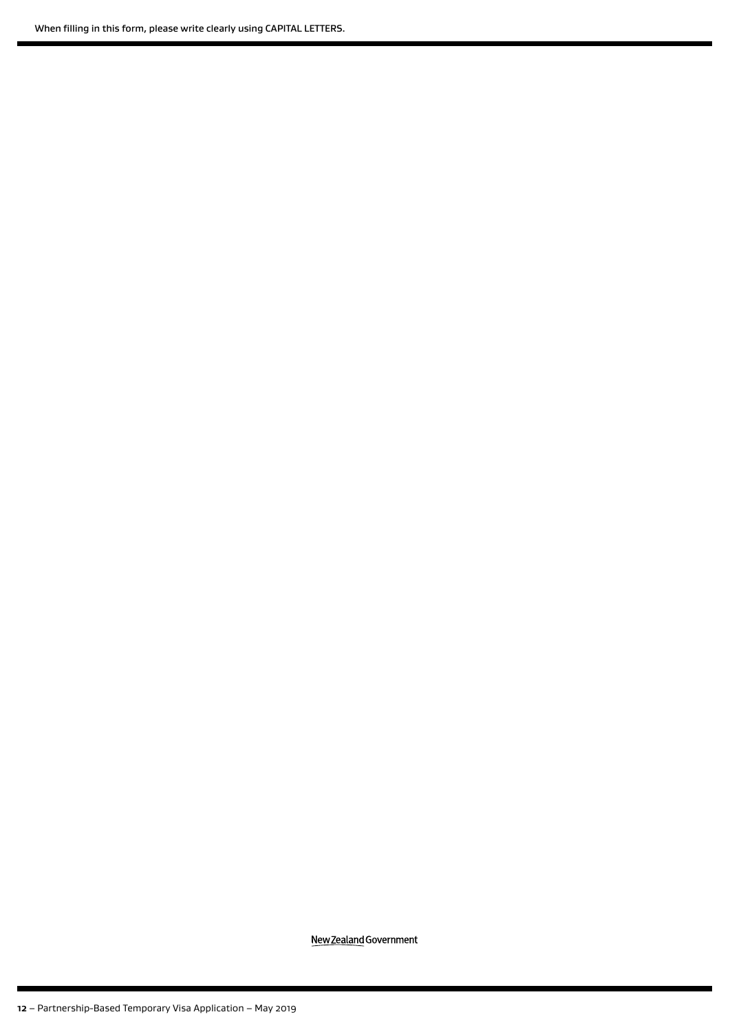New Zealand Government